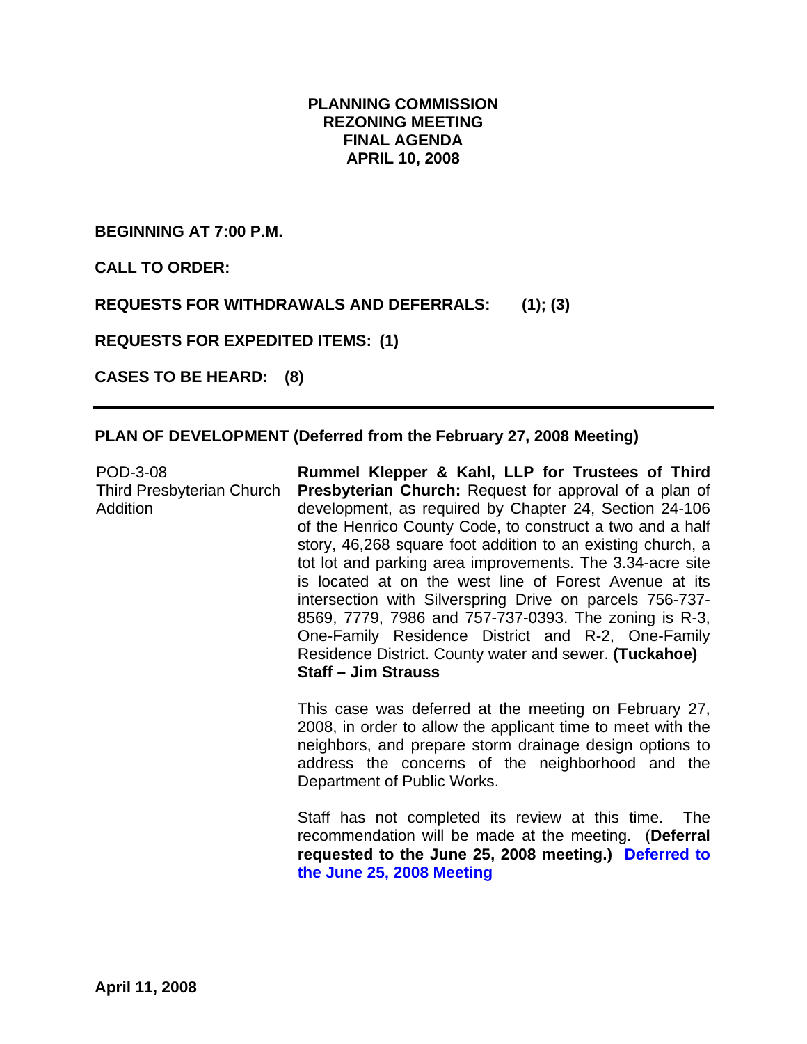# PLANNING COMMISSION
# REZONING MEETING
# FINAL AGENDA
# APRIL 10, 2008

**BEGINNING AT 7:00 P.M.**

**CALL TO ORDER:**

**REQUESTS FOR WITHDRAWALS AND DEFERRALS: (1); (3)**

**REQUESTS FOR EXPEDITED ITEMS: (1)**

**CASES TO BE HEARD: (8)**

---

## PLAN OF DEVELOPMENT (Deferred from the February 27, 2008 Meeting)

POD-3-08
Third Presbyterian Church Addition

**Rummel Klepper & Kahl, LLP for Trustees of Third Presbyterian Church:** Request for approval of a plan of development, as required by Chapter 24, Section 24-106 of the Henrico County Code, to construct a two and a half story, 46,268 square foot addition to an existing church, a tot lot and parking area improvements. The 3.34-acre site is located at on the west line of Forest Avenue at its intersection with Silverspring Drive on parcels 756-737-8569, 7779, 7986 and 757-737-0393. The zoning is R-3, One-Family Residence District and R-2, One-Family Residence District. County water and sewer. **(Tuckahoe)**
**Staff – Jim Strauss**

This case was deferred at the meeting on February 27, 2008, in order to allow the applicant time to meet with the neighbors, and prepare storm drainage design options to address the concerns of the neighborhood and the Department of Public Works.

Staff has not completed its review at this time. The recommendation will be made at the meeting. (**Deferral requested to the June 25, 2008 meeting.**) **Deferred to the June 25, 2008 Meeting**

**April 11, 2008**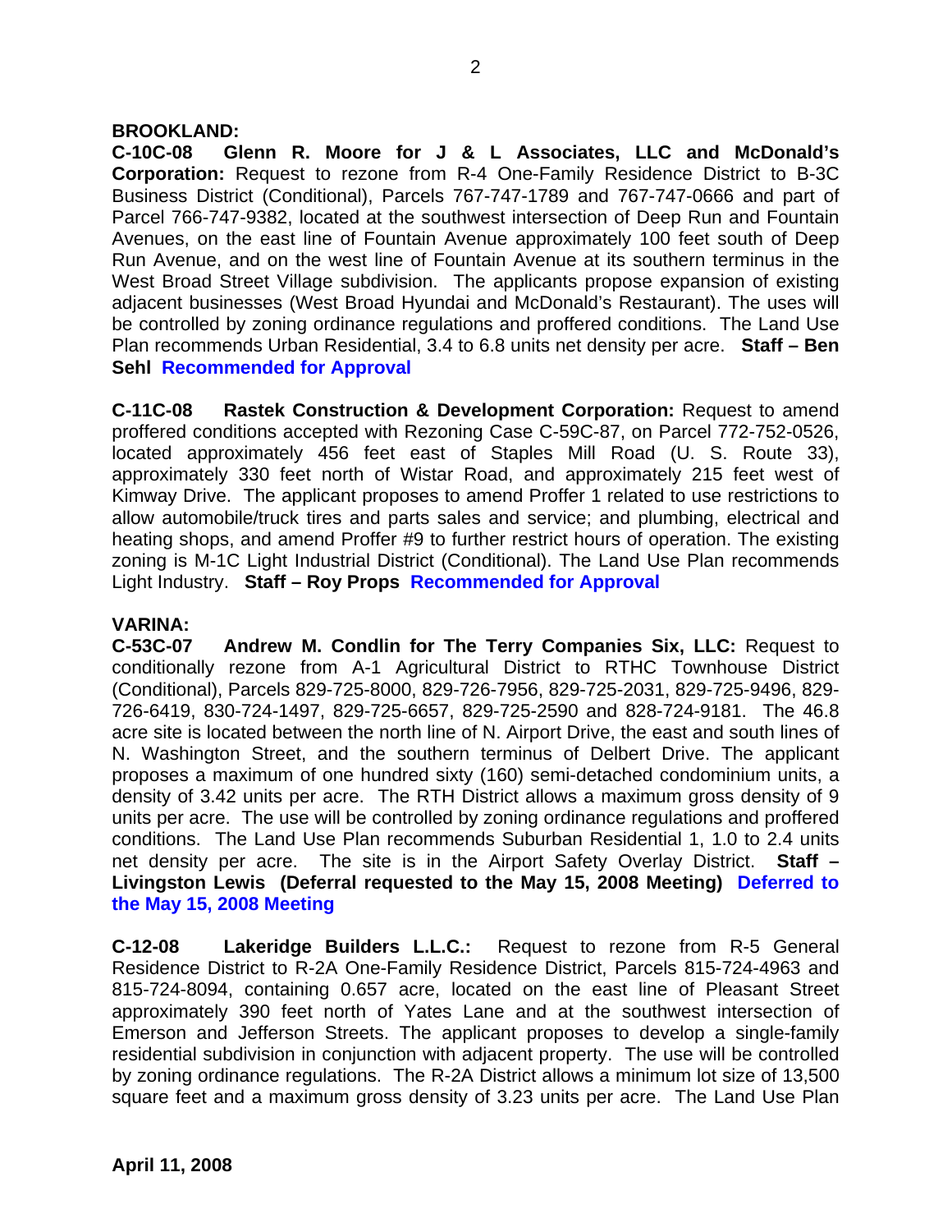**BROOKLAND:**

**C-10C-08 Glenn R. Moore for J & L Associates, LLC and McDonald's Corporation:** Request to rezone from R-4 One-Family Residence District to B-3C Business District (Conditional), Parcels 767-747-1789 and 767-747-0666 and part of Parcel 766-747-9382, located at the southwest intersection of Deep Run and Fountain Avenues, on the east line of Fountain Avenue approximately 100 feet south of Deep Run Avenue, and on the west line of Fountain Avenue at its southern terminus in the West Broad Street Village subdivision. The applicants propose expansion of existing adjacent businesses (West Broad Hyundai and McDonald's Restaurant). The uses will be controlled by zoning ordinance regulations and proffered conditions. The Land Use Plan recommends Urban Residential, 3.4 to 6.8 units net density per acre. **Staff – Ben Sehl** **Recommended for Approval**

**C-11C-08 Rastek Construction & Development Corporation:** Request to amend proffered conditions accepted with Rezoning Case C-59C-87, on Parcel 772-752-0526, located approximately 456 feet east of Staples Mill Road (U. S. Route 33), approximately 330 feet north of Wistar Road, and approximately 215 feet west of Kimway Drive. The applicant proposes to amend Proffer 1 related to use restrictions to allow automobile/truck tires and parts sales and service; and plumbing, electrical and heating shops, and amend Proffer #9 to further restrict hours of operation. The existing zoning is M-1C Light Industrial District (Conditional). The Land Use Plan recommends Light Industry. **Staff – Roy Props** **Recommended for Approval**

**VARINA:**

**C-53C-07 Andrew M. Condlin for The Terry Companies Six, LLC:** Request to conditionally rezone from A-1 Agricultural District to RTHC Townhouse District (Conditional), Parcels 829-725-8000, 829-726-7956, 829-725-2031, 829-725-9496, 829-726-6419, 830-724-1497, 829-725-6657, 829-725-2590 and 828-724-9181. The 46.8 acre site is located between the north line of N. Airport Drive, the east and south lines of N. Washington Street, and the southern terminus of Delbert Drive. The applicant proposes a maximum of one hundred sixty (160) semi-detached condominium units, a density of 3.42 units per acre. The RTH District allows a maximum gross density of 9 units per acre. The use will be controlled by zoning ordinance regulations and proffered conditions. The Land Use Plan recommends Suburban Residential 1, 1.0 to 2.4 units net density per acre. The site is in the Airport Safety Overlay District. **Staff – Livingston Lewis (Deferral requested to the May 15, 2008 Meeting)** **Deferred to the May 15, 2008 Meeting**

**C-12-08 Lakeridge Builders L.L.C.:** Request to rezone from R-5 General Residence District to R-2A One-Family Residence District, Parcels 815-724-4963 and 815-724-8094, containing 0.657 acre, located on the east line of Pleasant Street approximately 390 feet north of Yates Lane and at the southwest intersection of Emerson and Jefferson Streets. The applicant proposes to develop a single-family residential subdivision in conjunction with adjacent property. The use will be controlled by zoning ordinance regulations. The R-2A District allows a minimum lot size of 13,500 square feet and a maximum gross density of 3.23 units per acre. The Land Use Plan

**April 11, 2008**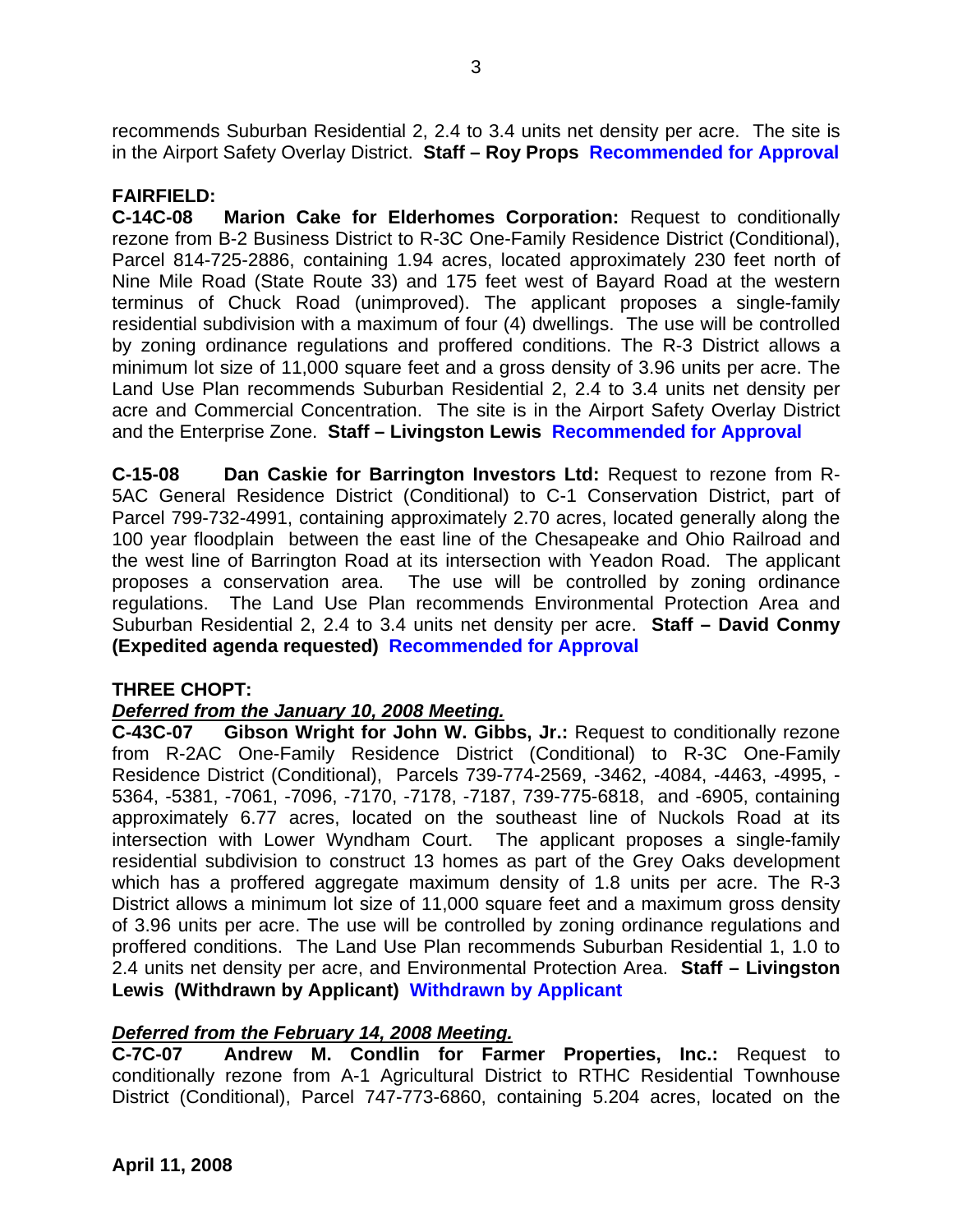recommends Suburban Residential 2, 2.4 to 3.4 units net density per acre. The site is in the Airport Safety Overlay District. **Staff – Roy Props** **Recommended for Approval**

**FAIRFIELD:**

**C-14C-08 Marion Cake for Elderhomes Corporation:** Request to conditionally rezone from B-2 Business District to R-3C One-Family Residence District (Conditional), Parcel 814-725-2886, containing 1.94 acres, located approximately 230 feet north of Nine Mile Road (State Route 33) and 175 feet west of Bayard Road at the western terminus of Chuck Road (unimproved). The applicant proposes a single-family residential subdivision with a maximum of four (4) dwellings. The use will be controlled by zoning ordinance regulations and proffered conditions. The R-3 District allows a minimum lot size of 11,000 square feet and a gross density of 3.96 units per acre. The Land Use Plan recommends Suburban Residential 2, 2.4 to 3.4 units net density per acre and Commercial Concentration. The site is in the Airport Safety Overlay District and the Enterprise Zone. **Staff – Livingston Lewis** **Recommended for Approval**

**C-15-08 Dan Caskie for Barrington Investors Ltd:** Request to rezone from R-5AC General Residence District (Conditional) to C-1 Conservation District, part of Parcel 799-732-4991, containing approximately 2.70 acres, located generally along the 100 year floodplain between the east line of the Chesapeake and Ohio Railroad and the west line of Barrington Road at its intersection with Yeadon Road. The applicant proposes a conservation area. The use will be controlled by zoning ordinance regulations. The Land Use Plan recommends Environmental Protection Area and Suburban Residential 2, 2.4 to 3.4 units net density per acre. **Staff – David Conmy (Expedited agenda requested)** **Recommended for Approval**

**THREE CHOPT:**

***Deferred from the January 10, 2008 Meeting.***

**C-43C-07 Gibson Wright for John W. Gibbs, Jr.:** Request to conditionally rezone from R-2AC One-Family Residence District (Conditional) to R-3C One-Family Residence District (Conditional), Parcels 739-774-2569, -3462, -4084, -4463, -4995, -5364, -5381, -7061, -7096, -7170, -7178, -7187, 739-775-6818, and -6905, containing approximately 6.77 acres, located on the southeast line of Nuckols Road at its intersection with Lower Wyndham Court. The applicant proposes a single-family residential subdivision to construct 13 homes as part of the Grey Oaks development which has a proffered aggregate maximum density of 1.8 units per acre. The R-3 District allows a minimum lot size of 11,000 square feet and a maximum gross density of 3.96 units per acre. The use will be controlled by zoning ordinance regulations and proffered conditions. The Land Use Plan recommends Suburban Residential 1, 1.0 to 2.4 units net density per acre, and Environmental Protection Area. **Staff – Livingston Lewis (Withdrawn by Applicant)** **Withdrawn by Applicant**

***Deferred from the February 14, 2008 Meeting.***

**C-7C-07 Andrew M. Condlin for Farmer Properties, Inc.:** Request to conditionally rezone from A-1 Agricultural District to RTHC Residential Townhouse District (Conditional), Parcel 747-773-6860, containing 5.204 acres, located on the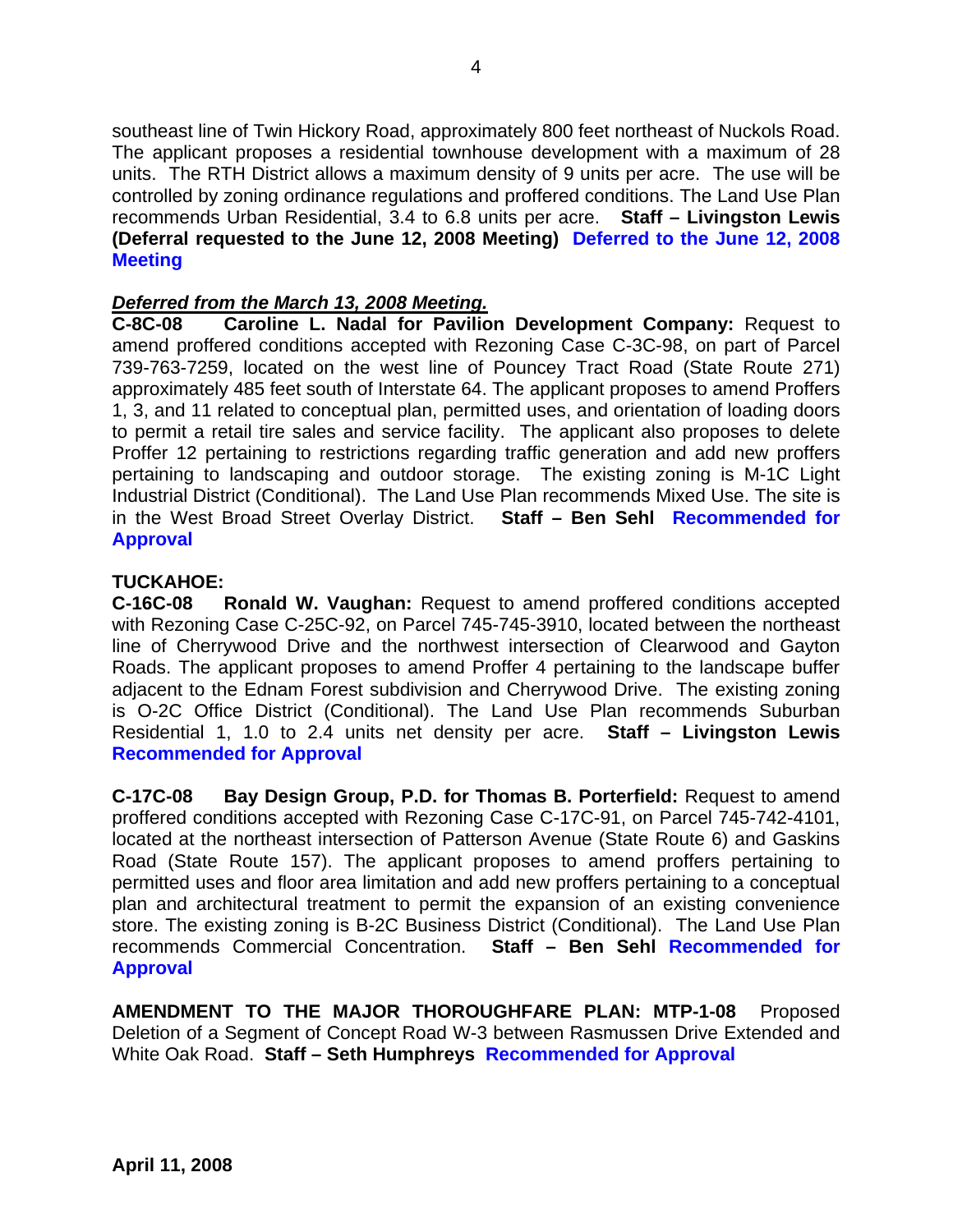southeast line of Twin Hickory Road, approximately 800 feet northeast of Nuckols Road. The applicant proposes a residential townhouse development with a maximum of 28 units. The RTH District allows a maximum density of 9 units per acre. The use will be controlled by zoning ordinance regulations and proffered conditions. The Land Use Plan recommends Urban Residential, 3.4 to 6.8 units per acre. **Staff – Livingston Lewis (Deferral requested to the June 12, 2008 Meeting)** **Deferred to the June 12, 2008 Meeting**

***Deferred from the March 13, 2008 Meeting.***
**C-8C-08 Caroline L. Nadal for Pavilion Development Company:** Request to amend proffered conditions accepted with Rezoning Case C-3C-98, on part of Parcel 739-763-7259, located on the west line of Pouncey Tract Road (State Route 271) approximately 485 feet south of Interstate 64. The applicant proposes to amend Proffers 1, 3, and 11 related to conceptual plan, permitted uses, and orientation of loading doors to permit a retail tire sales and service facility. The applicant also proposes to delete Proffer 12 pertaining to restrictions regarding traffic generation and add new proffers pertaining to landscaping and outdoor storage. The existing zoning is M-1C Light Industrial District (Conditional). The Land Use Plan recommends Mixed Use. The site is in the West Broad Street Overlay District. **Staff – Ben Sehl** **Recommended for Approval**

**TUCKAHOE:**
**C-16C-08 Ronald W. Vaughan:** Request to amend proffered conditions accepted with Rezoning Case C-25C-92, on Parcel 745-745-3910, located between the northeast line of Cherrywood Drive and the northwest intersection of Clearwood and Gayton Roads. The applicant proposes to amend Proffer 4 pertaining to the landscape buffer adjacent to the Ednam Forest subdivision and Cherrywood Drive. The existing zoning is O-2C Office District (Conditional). The Land Use Plan recommends Suburban Residential 1, 1.0 to 2.4 units net density per acre. **Staff – Livingston Lewis** **Recommended for Approval**

**C-17C-08 Bay Design Group, P.D. for Thomas B. Porterfield:** Request to amend proffered conditions accepted with Rezoning Case C-17C-91, on Parcel 745-742-4101, located at the northeast intersection of Patterson Avenue (State Route 6) and Gaskins Road (State Route 157). The applicant proposes to amend proffers pertaining to permitted uses and floor area limitation and add new proffers pertaining to a conceptual plan and architectural treatment to permit the expansion of an existing convenience store. The existing zoning is B-2C Business District (Conditional). The Land Use Plan recommends Commercial Concentration. **Staff – Ben Sehl** **Recommended for Approval**

**AMENDMENT TO THE MAJOR THOROUGHFARE PLAN: MTP-1-08** Proposed Deletion of a Segment of Concept Road W-3 between Rasmussen Drive Extended and White Oak Road. **Staff – Seth Humphreys** **Recommended for Approval**

**April 11, 2008**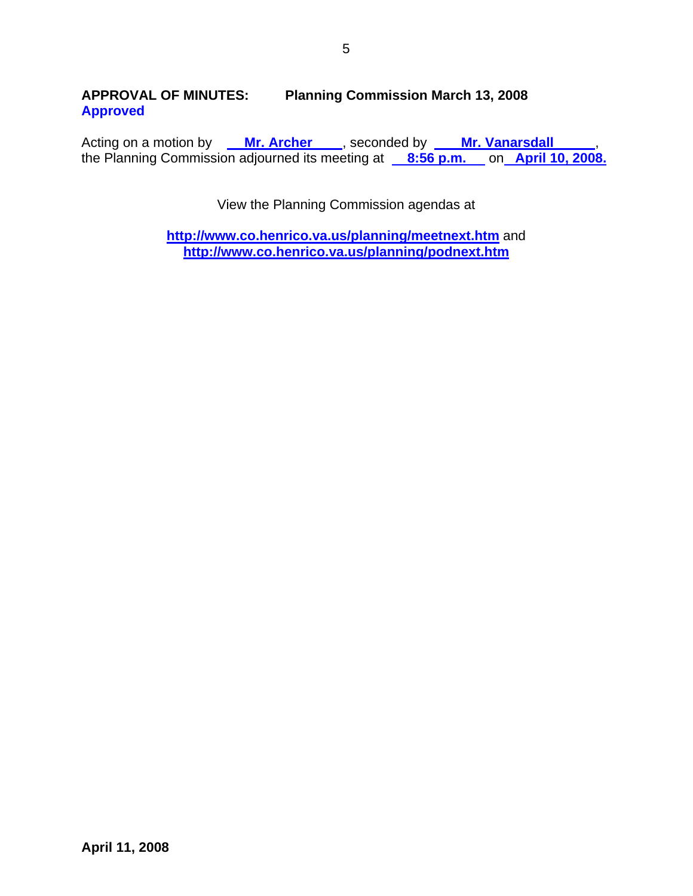**APPROVAL OF MINUTES: Planning Commission March 13, 2008**
**Approved**

Acting on a motion by **Mr. Archer**, seconded by **Mr. Vanarsdall**, the Planning Commission adjourned its meeting at **8:56 p.m.** on **April 10, 2008.**

View the Planning Commission agendas at

**http://www.co.henrico.va.us/planning/meetnext.htm** and **http://www.co.henrico.va.us/planning/podnext.htm**

**April 11, 2008**